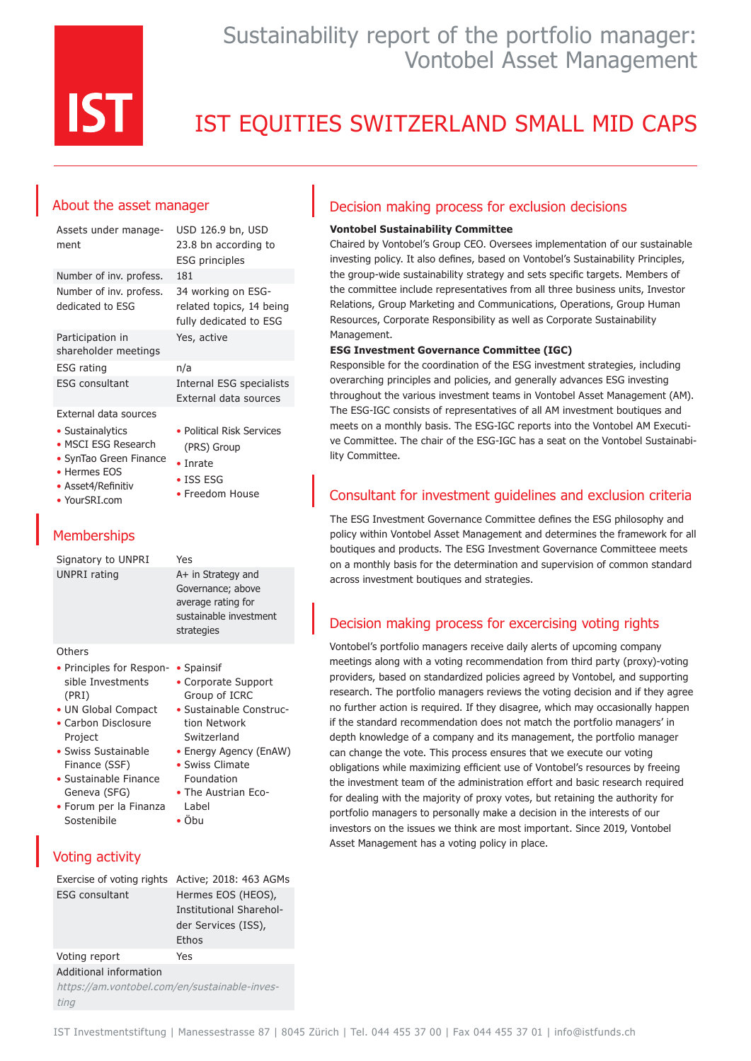# Sustainability report of the portfolio manager: Vontobel Asset Management

# IST EQUITIES SWITZERLAND SMALL MID CAPS

## About the asset manager

| | |
|---|---|
| Assets under management | USD 126.9 bn, USD 23.8 bn according to ESG principles |
| Number of inv. profess. | 181 |
| Number of inv. profess. dedicated to ESG | 34 working on ESG-related topics, 14 being fully dedicated to ESG |
| Participation in shareholder meetings | Yes, active |
| ESG rating | n/a |
| ESG consultant | Internal ESG specialists External data sources |

External data sources

- Sustainalytics
- MSCI ESG Research
- SynTao Green Finance
- Hermes EOS
- Asset4/Refinitiv
- YourSRI.com
- Political Risk Services (PRS) Group
- Inrate
- ISS ESG
- Freedom House

## Memberships

| | |
|---|---|
| Signatory to UNPRI | Yes |
| UNPRI rating | A+ in Strategy and Governance; above average rating for sustainable investment strategies |

Others

- Principles for Responsible Investments (PRI)
- UN Global Compact
- Carbon Disclosure Project
- Swiss Sustainable Finance (SSF)
- Sustainable Finance Geneva (SFG)
- Forum per la Finanza Sostenibile
- Spainsif
- Corporate Support Group of ICRC
- Sustainable Construction Network Switzerland
- Energy Agency (EnAW)
- Swiss Climate Foundation
- The Austrian Eco-Label
- Öbu

## Voting activity

| | |
|---|---|
| Exercise of voting rights | Active; 2018: 463 AGMs |
| ESG consultant | Hermes EOS (HEOS), Institutional Sharehol­der Services (ISS), Ethos |
| Voting report | Yes |

Additional information

*https://am.vontobel.com/en/sustainable-investing*

## Decision making process for exclusion decisions

**Vontobel Sustainability Committee**

Chaired by Vontobel's Group CEO. Oversees implementation of our sustainable investing policy. It also defines, based on Vontobel's Sustainability Principles, the group-wide sustainability strategy and sets specific targets. Members of the committee include representatives from all three business units, Investor Relations, Group Marketing and Communications, Operations, Group Human Resources, Corporate Responsibility as well as Corporate Sustainability Management.

**ESG Investment Governance Committee (IGC)**

Responsible for the coordination of the ESG investment strategies, including overarching principles and policies, and generally advances ESG investing throughout the various investment teams in Vontobel Asset Management (AM). The ESG-IGC consists of representatives of all AM investment boutiques and meets on a monthly basis. The ESG-IGC reports into the Vontobel AM Executive Committee. The chair of the ESG-IGC has a seat on the Vontobel Sustainability Committee.

## Consultant for investment guidelines and exclusion criteria

The ESG Investment Governance Committee defines the ESG philosophy and policy within Vontobel Asset Management and determines the framework for all boutiques and products. The ESG Investment Governance Committeee meets on a monthly basis for the determination and supervision of common standard across investment boutiques and strategies.

## Decision making process for excercising voting rights

Vontobel's portfolio managers receive daily alerts of upcoming company meetings along with a voting recommendation from third party (proxy)-voting providers, based on standardized policies agreed by Vontobel, and supporting research. The portfolio managers reviews the voting decision and if they agree no further action is required. If they disagree, which may occasionally happen if the standard recommendation does not match the portfolio managers' in depth knowledge of a company and its management, the portfolio manager can change the vote. This process ensures that we execute our voting obligations while maximizing efficient use of Vontobel's resources by freeing the investment team of the administration effort and basic research required for dealing with the majority of proxy votes, but retaining the authority for portfolio managers to personally make a decision in the interests of our investors on the issues we think are most important. Since 2019, Vontobel Asset Management has a voting policy in place.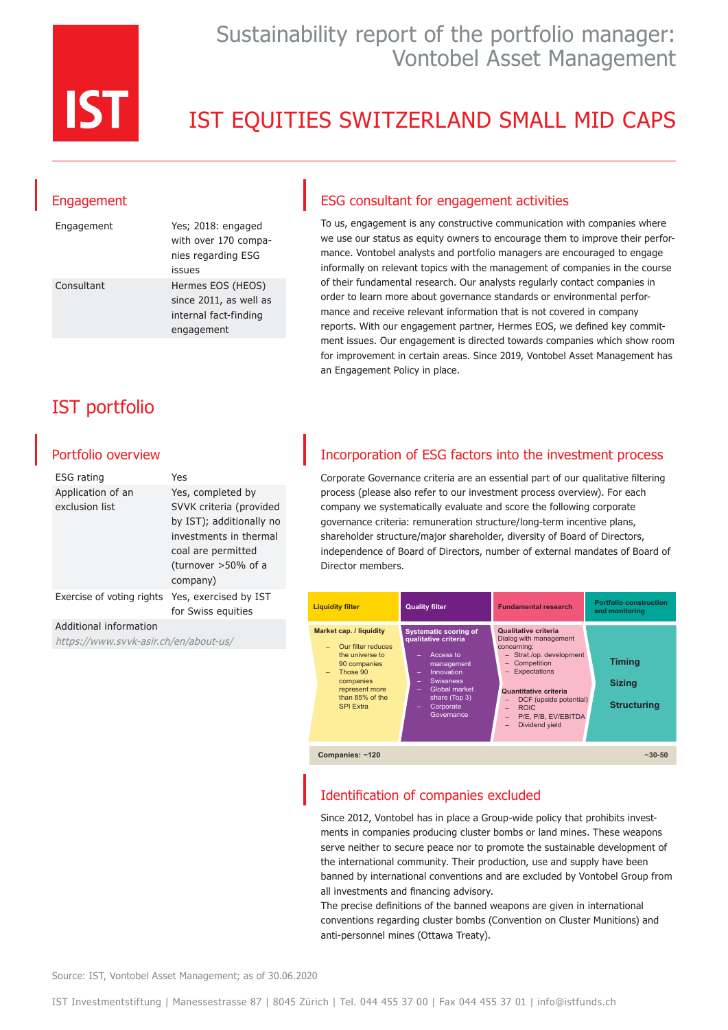# Sustainability report of the portfolio manager: Vontobel Asset Management

# IST EQUITIES SWITZERLAND SMALL MID CAPS

## Engagement

| | |
|---|---|
| Engagement | Yes; 2018: engaged with over 170 companies regarding ESG issues |
| Consultant | Hermes EOS (HEOS) since 2011, as well as internal fact-finding engagement |

## ESG consultant for engagement activities

To us, engagement is any constructive communication with companies where we use our status as equity owners to encourage them to improve their performance. Vontobel analysts and portfolio managers are encouraged to engage informally on relevant topics with the management of companies in the course of their fundamental research. Our analysts regularly contact companies in order to learn more about governance standards or environmental performance and receive relevant information that is not covered in company reports. With our engagement partner, Hermes EOS, we defined key commitment issues. Our engagement is directed towards companies which show room for improvement in certain areas. Since 2019, Vontobel Asset Management has an Engagement Policy in place.

# IST portfolio

## Portfolio overview

| | |
|---|---|
| ESG rating | Yes |
| Application of an exclusion list | Yes, completed by SVVK criteria (provided by IST); additionally no investments in thermal coal are permitted (turnover >50% of a company) |
| Exercise of voting rights | Yes, exercised by IST for Swiss equities |
| Additional information | *https://www.svvk-asir.ch/en/about-us/* |

## Incorporation of ESG factors into the investment process

Corporate Governance criteria are an essential part of our qualitative filtering process (please also refer to our investment process overview). For each company we systematically evaluate and score the following corporate governance criteria: remuneration structure/long-term incentive plans, shareholder structure/major shareholder, diversity of Board of Directors, independence of Board of Directors, number of external mandates of Board of Director members.

**Liquidity filter**
**Market cap. / liquidity**
- Our filter reduces the universe to 90 companies
- Those 90 companies represent more than 85% of the SPI Extra

**Quality filter**
**Systematic scoring of qualitative criteria**
- Access to management
- Innovation
- Swissness
- Global market share (Top 3)
- Corporate Governance

**Fundamental research**
**Qualitative criteria**
Dialog with management concerning:
- Strat./op. development
- Competition
- Expectations

**Quantitative criteria**
- DCF (upside potential)
- ROIC
- P/E, P/B, EV/EBITDA
- Dividend yield

**Portfolio construction and monitoring**
Timing
Sizing
Structuring

**Companies: ~120**
**~30-50**

## Identification of companies excluded

Since 2012, Vontobel has in place a Group-wide policy that prohibits investments in companies producing cluster bombs or land mines. These weapons serve neither to secure peace nor to promote the sustainable development of the international community. Their production, use and supply have been banned by international conventions and are excluded by Vontobel Group from all investments and financing advisory.
The precise definitions of the banned weapons are given in international conventions regarding cluster bombs (Convention on Cluster Munitions) and anti-personnel mines (Ottawa Treaty).

Source: IST, Vontobel Asset Management; as of 30.06.2020

IST Investmentstiftung | Manessestrasse 87 | 8045 Zürich | Tel. 044 455 37 00 | Fax 044 455 37 01 | info@istfunds.ch